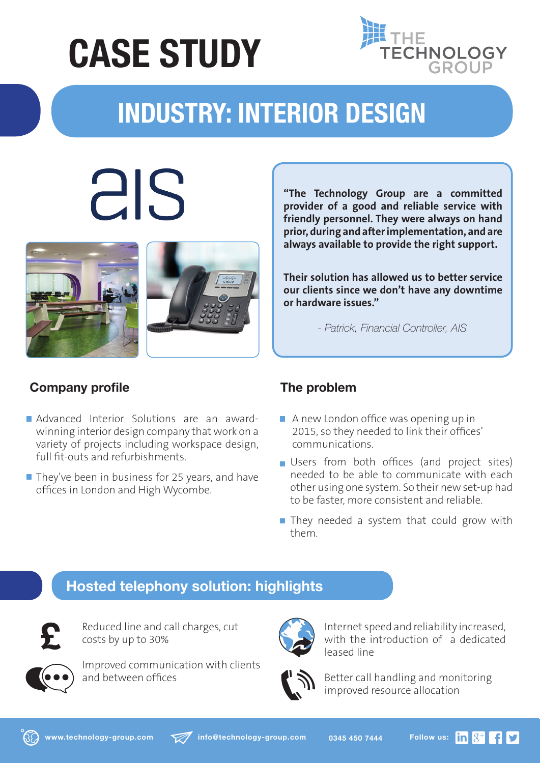# CASE STUDY

THE TECHNOLOGY GROUP

## INDUSTRY: INTERIOR DESIGN

aIS

**"The Technology Group are a committed provider of a good and reliable service with friendly personnel. They were always on hand prior, during and after implementation, and are always available to provide the right support.**

**Their solution has allowed us to better service our clients since we don't have any downtime or hardware issues."**

*- Patrick, Financial Controller, AIS*

### Company profile

- Advanced Interior Solutions are an award-winning interior design company that work on a variety of projects including workspace design, full fit-outs and refurbishments.
- They've been in business for 25 years, and have offices in London and High Wycombe.

### The problem

- A new London office was opening up in 2015, so they needed to link their offices' communications.
- Users from both offices (and project sites) needed to be able to communicate with each other using one system. So their new set-up had to be faster, more consistent and reliable.
- They needed a system that could grow with them.

## Hosted telephony solution: highlights

- Reduced line and call charges, cut costs by up to 30%
- Improved communication with clients and between offices
- Internet speed and reliability increased, with the introduction of a dedicated leased line
- Better call handling and monitoring improved resource allocation

www.technology-group.com | info@technology-group.com | 0345 450 7444 | Follow us: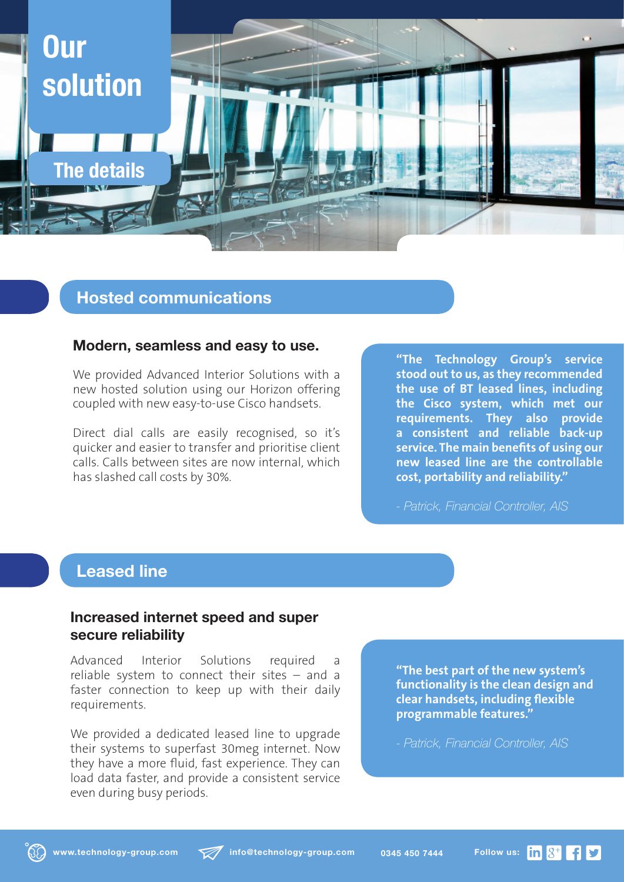# Our solution

## The details

## Hosted communications

### Modern, seamless and easy to use.

We provided Advanced Interior Solutions with a new hosted solution using our Horizon offering coupled with new easy-to-use Cisco handsets.

Direct dial calls are easily recognised, so it's quicker and easier to transfer and prioritise client calls. Calls between sites are now internal, which has slashed call costs by 30%.

> **"The Technology Group's service stood out to us, as they recommended the use of BT leased lines, including the Cisco system, which met our requirements. They also provide a consistent and reliable back-up service. The main benefits of using our new leased line are the controllable cost, portability and reliability."**
>
> *- Patrick, Financial Controller, AIS*

## Leased line

### Increased internet speed and super secure reliability

Advanced Interior Solutions required a reliable system to connect their sites – and a faster connection to keep up with their daily requirements.

We provided a dedicated leased line to upgrade their systems to superfast 30meg internet. Now they have a more fluid, fast experience. They can load data faster, and provide a consistent service even during busy periods.

> **"The best part of the new system's functionality is the clean design and clear handsets, including flexible programmable features."**
>
> *- Patrick, Financial Controller, AIS*

www.technology-group.com | info@technology-group.com | 0345 450 7444 | Follow us: